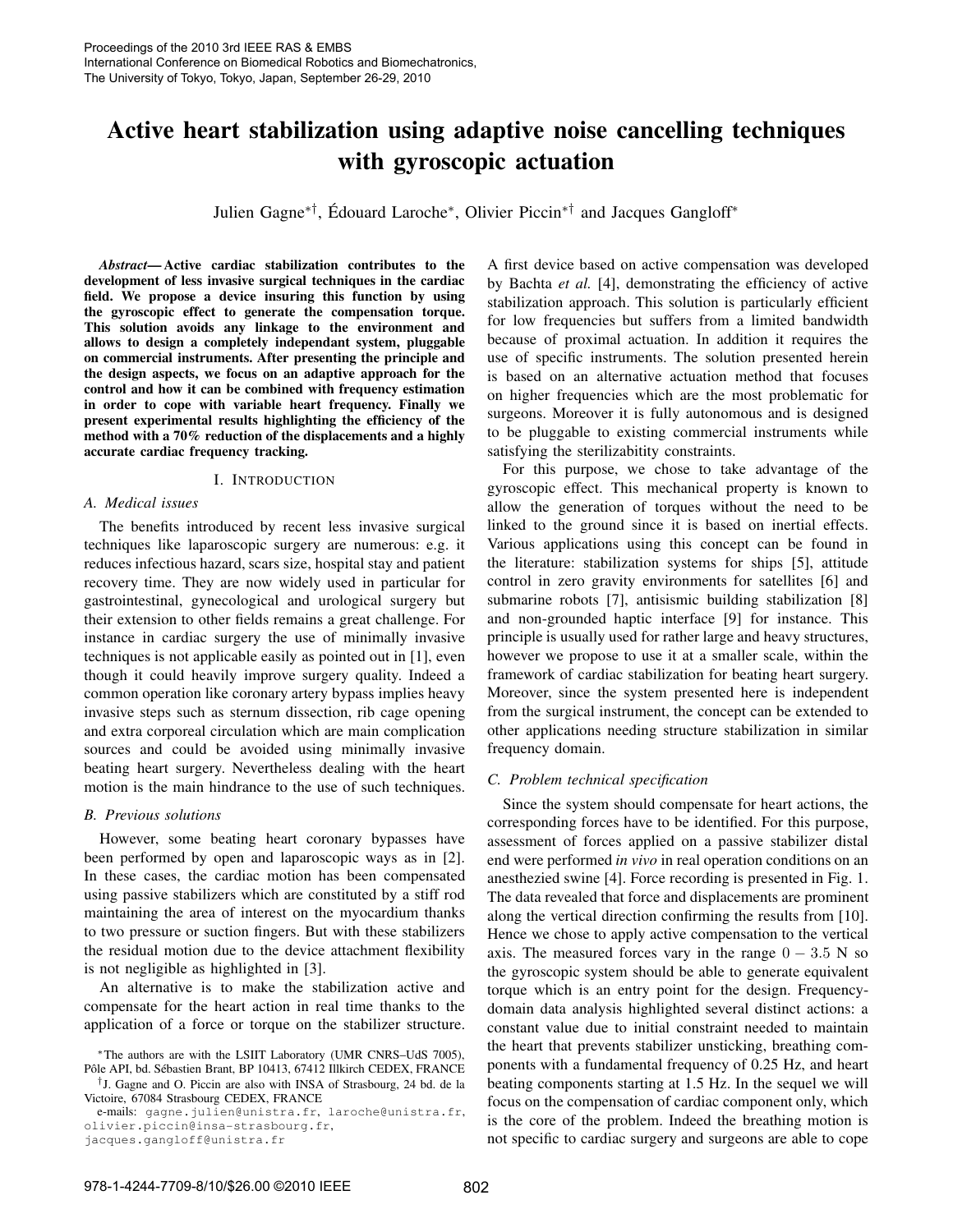# Active heart stabilization using adaptive noise cancelling techniques with gyroscopic actuation

Julien Gagne[*†], Édouard Laroche[*], Olivier Piccin[*†] and Jacques Gangloff[*]

***Abstract*— Active cardiac stabilization contributes to the development of less invasive surgical techniques in the cardiac field. We propose a device insuring this function by using the gyroscopic effect to generate the compensation torque. This solution avoids any linkage to the environment and allows to design a completely independant system, pluggable on commercial instruments. After presenting the principle and the design aspects, we focus on an adaptive approach for the control and how it can be combined with frequency estimation in order to cope with variable heart frequency. Finally we present experimental results highlighting the efficiency of the method with a 70% reduction of the displacements and a highly accurate cardiac frequency tracking.**

## I. Introduction

### A. Medical issues

The benefits introduced by recent less invasive surgical techniques like laparoscopic surgery are numerous: e.g. it reduces infectious hazard, scars size, hospital stay and patient recovery time. They are now widely used in particular for gastrointestinal, gynecological and urological surgery but their extension to other fields remains a great challenge. For instance in cardiac surgery the use of minimally invasive techniques is not applicable easily as pointed out in [1], even though it could heavily improve surgery quality. Indeed a common operation like coronary artery bypass implies heavy invasive steps such as sternum dissection, rib cage opening and extra corporeal circulation which are main complication sources and could be avoided using minimally invasive beating heart surgery. Nevertheless dealing with the heart motion is the main hindrance to the use of such techniques.

### B. Previous solutions

However, some beating heart coronary bypasses have been performed by open and laparoscopic ways as in [2]. In these cases, the cardiac motion has been compensated using passive stabilizers which are constituted by a stiff rod maintaining the area of interest on the myocardium thanks to two pressure or suction fingers. But with these stabilizers the residual motion due to the device attachment flexibility is not negligible as highlighted in [3].

An alternative is to make the stabilization active and compensate for the heart action in real time thanks to the application of a force or torque on the stabilizer structure. A first device based on active compensation was developed by Bachta *et al.* [4], demonstrating the efficiency of active stabilization approach. This solution is particularly efficient for low frequencies but suffers from a limited bandwidth because of proximal actuation. In addition it requires the use of specific instruments. The solution presented herein is based on an alternative actuation method that focuses on higher frequencies which are the most problematic for surgeons. Moreover it is fully autonomous and is designed to be pluggable to existing commercial instruments while satisfying the sterilizabitity constraints.

For this purpose, we chose to take advantage of the gyroscopic effect. This mechanical property is known to allow the generation of torques without the need to be linked to the ground since it is based on inertial effects. Various applications using this concept can be found in the literature: stabilization systems for ships [5], attitude control in zero gravity environments for satellites [6] and submarine robots [7], antisismic building stabilization [8] and non-grounded haptic interface [9] for instance. This principle is usually used for rather large and heavy structures, however we propose to use it at a smaller scale, within the framework of cardiac stabilization for beating heart surgery. Moreover, since the system presented here is independent from the surgical instrument, the concept can be extended to other applications needing structure stabilization in similar frequency domain.

### C. Problem technical specification

Since the system should compensate for heart actions, the corresponding forces have to be identified. For this purpose, assessment of forces applied on a passive stabilizer distal end were performed *in vivo* in real operation conditions on an anesthezied swine [4]. Force recording is presented in Fig. 1. The data revealed that force and displacements are prominent along the vertical direction confirming the results from [10]. Hence we chose to apply active compensation to the vertical axis. The measured forces vary in the range $0 - 3.5$ N so the gyroscopic system should be able to generate equivalent torque which is an entry point for the design. Frequency-domain data analysis highlighted several distinct actions: a constant value due to initial constraint needed to maintain the heart that prevents stabilizer unsticking, breathing components with a fundamental frequency of 0.25 Hz, and heart beating components starting at 1.5 Hz. In the sequel we will focus on the compensation of cardiac component only, which is the core of the problem. Indeed the breathing motion is not specific to cardiac surgery and surgeons are able to cope

[*]The authors are with the LSIIT Laboratory (UMR CNRS–UdS 7005), Pôle API, bd. Sébastien Brant, BP 10413, 67412 Illkirch CEDEX, FRANCE

[†]J. Gagne and O. Piccin are also with INSA of Strasbourg, 24 bd. de la Victoire, 67084 Strasbourg CEDEX, FRANCE

e-mails: gagne.julien@unistra.fr, laroche@unistra.fr, olivier.piccin@insa-strasbourg.fr, jacques.gangloff@unistra.fr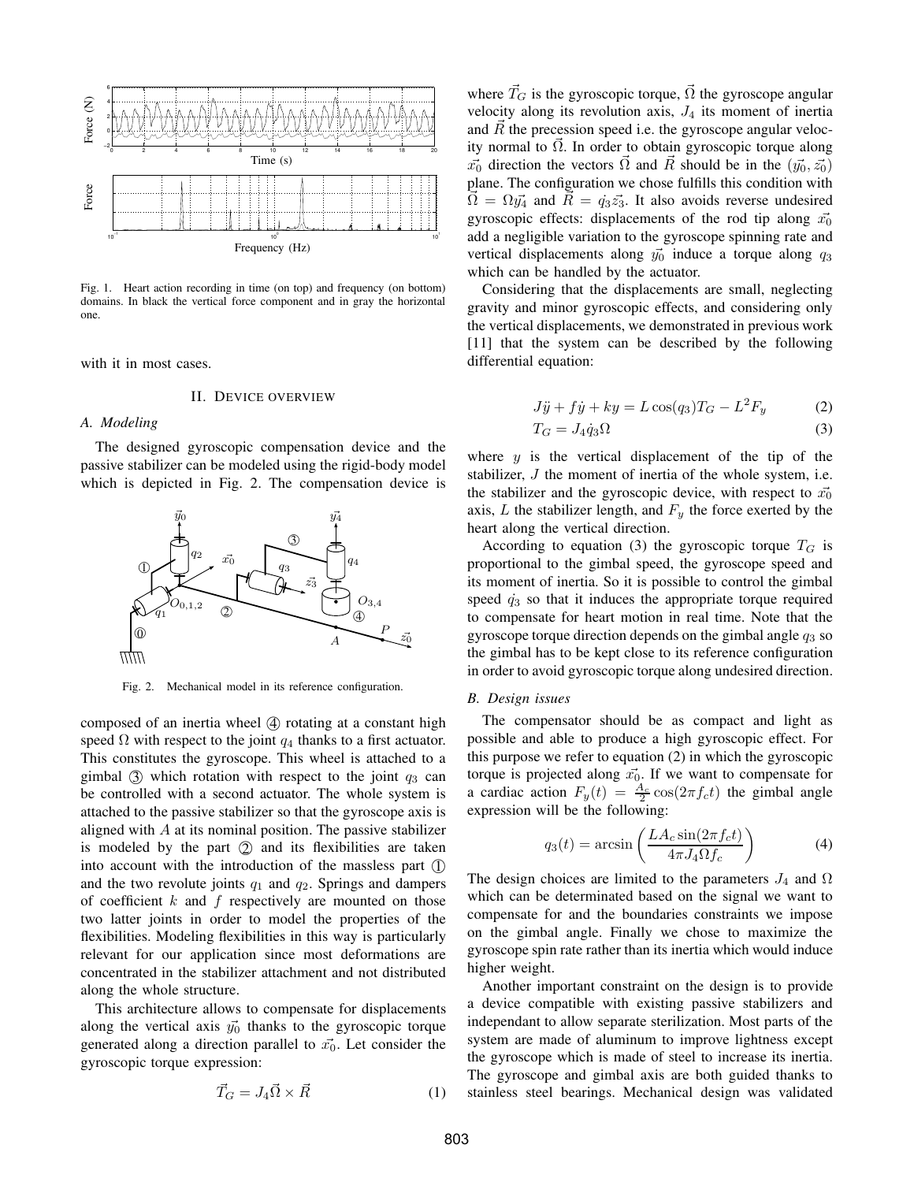Fig. 1. Heart action recording in time (on top) and frequency (on bottom) domains. In black the vertical force component and in gray the horizontal one.

with it in most cases.

## II. Device overview

### A. Modeling

The designed gyroscopic compensation device and the passive stabilizer can be modeled using the rigid-body model which is depicted in Fig. 2. The compensation device is composed of an inertia wheel ④ rotating at a constant high speed $\Omega$ with respect to the joint $q_4$ thanks to a first actuator. This constitutes the gyroscope. This wheel is attached to a gimbal ③ which rotation with respect to the joint $q_3$ can be controlled with a second actuator. The whole system is attached to the passive stabilizer so that the gyroscope axis is aligned with $A$ at its nominal position. The passive stabilizer is modeled by the part ② and its flexibilities are taken into account with the introduction of the massless part ① and the two revolute joints $q_1$ and $q_2$. Springs and dampers of coefficient $k$ and $f$ respectively are mounted on those two latter joints in order to model the properties of the flexibilities. Modeling flexibilities in this way is particularly relevant for our application since most deformations are concentrated in the stabilizer attachment and not distributed along the whole structure.

Fig. 2. Mechanical model in its reference configuration.

This architecture allows to compensate for displacements along the vertical axis $\vec{y_0}$ thanks to the gyroscopic torque generated along a direction parallel to $\vec{x_0}$. Let consider the gyroscopic torque expression:

$$\vec{T_G} = J_4 \vec{\Omega} \times \vec{R} \tag{1}$$

where $\vec{T_G}$ is the gyroscopic torque, $\vec{\Omega}$ the gyroscope angular velocity along its revolution axis, $J_4$ its moment of inertia and $\vec{R}$ the precession speed i.e. the gyroscope angular velocity normal to $\vec{\Omega}$. In order to obtain gyroscopic torque along $\vec{x_0}$ direction the vectors $\vec{\Omega}$ and $\vec{R}$ should be in the $(\vec{y_0}, \vec{z_0})$ plane. The configuration we chose fulfills this condition with $\vec{\Omega} = \Omega\vec{y_4}$ and $\vec{R} = \dot{q_3}\vec{z_3}$. It also avoids reverse undesired gyroscopic effects: displacements of the rod tip along $\vec{x_0}$ add a negligible variation to the gyroscope spinning rate and vertical displacements along $\vec{y_0}$ induce a torque along $q_3$ which can be handled by the actuator.

Considering that the displacements are small, neglecting gravity and minor gyroscopic effects, and considering only the vertical displacements, we demonstrated in previous work [11] that the system can be described by the following differential equation:

$$J\ddot{y} + f\dot{y} + ky = L\cos(q_3)T_G - L^2 F_y \tag{2}$$

$$T_G = J_4 \dot{q}_3 \Omega \tag{3}$$

where $y$ is the vertical displacement of the tip of the stabilizer, $J$ the moment of inertia of the whole system, i.e. the stabilizer and the gyroscopic device, with respect to $\vec{x_0}$ axis, $L$ the stabilizer length, and $F_y$ the force exerted by the heart along the vertical direction.

According to equation (3) the gyroscopic torque $T_G$ is proportional to the gimbal speed, the gyroscope speed and its moment of inertia. So it is possible to control the gimbal speed $\dot{q_3}$ so that it induces the appropriate torque required to compensate for heart motion in real time. Note that the gyroscope torque direction depends on the gimbal angle $q_3$ so the gimbal has to be kept close to its reference configuration in order to avoid gyroscopic torque along undesired direction.

### B. Design issues

The compensator should be as compact and light as possible and able to produce a high gyroscopic effect. For this purpose we refer to equation (2) in which the gyroscopic torque is projected along $\vec{x_0}$. If we want to compensate for a cardiac action $F_y(t) = \frac{A_c}{2}\cos(2\pi f_c t)$ the gimbal angle expression will be the following:

$$q_3(t) = \arcsin\left(\frac{LA_c \sin(2\pi f_c t)}{4\pi J_4 \Omega f_c}\right) \tag{4}$$

The design choices are limited to the parameters $J_4$ and $\Omega$ which can be determinated based on the signal we want to compensate for and the boundaries constraints we impose on the gimbal angle. Finally we chose to maximize the gyroscope spin rate rather than its inertia which would induce higher weight.

Another important constraint on the design is to provide a device compatible with existing passive stabilizers and independant to allow separate sterilization. Most parts of the system are made of aluminum to improve lightness except the gyroscope which is made of steel to increase its inertia. The gyroscope and gimbal axis are both guided thanks to stainless steel bearings. Mechanical design was validated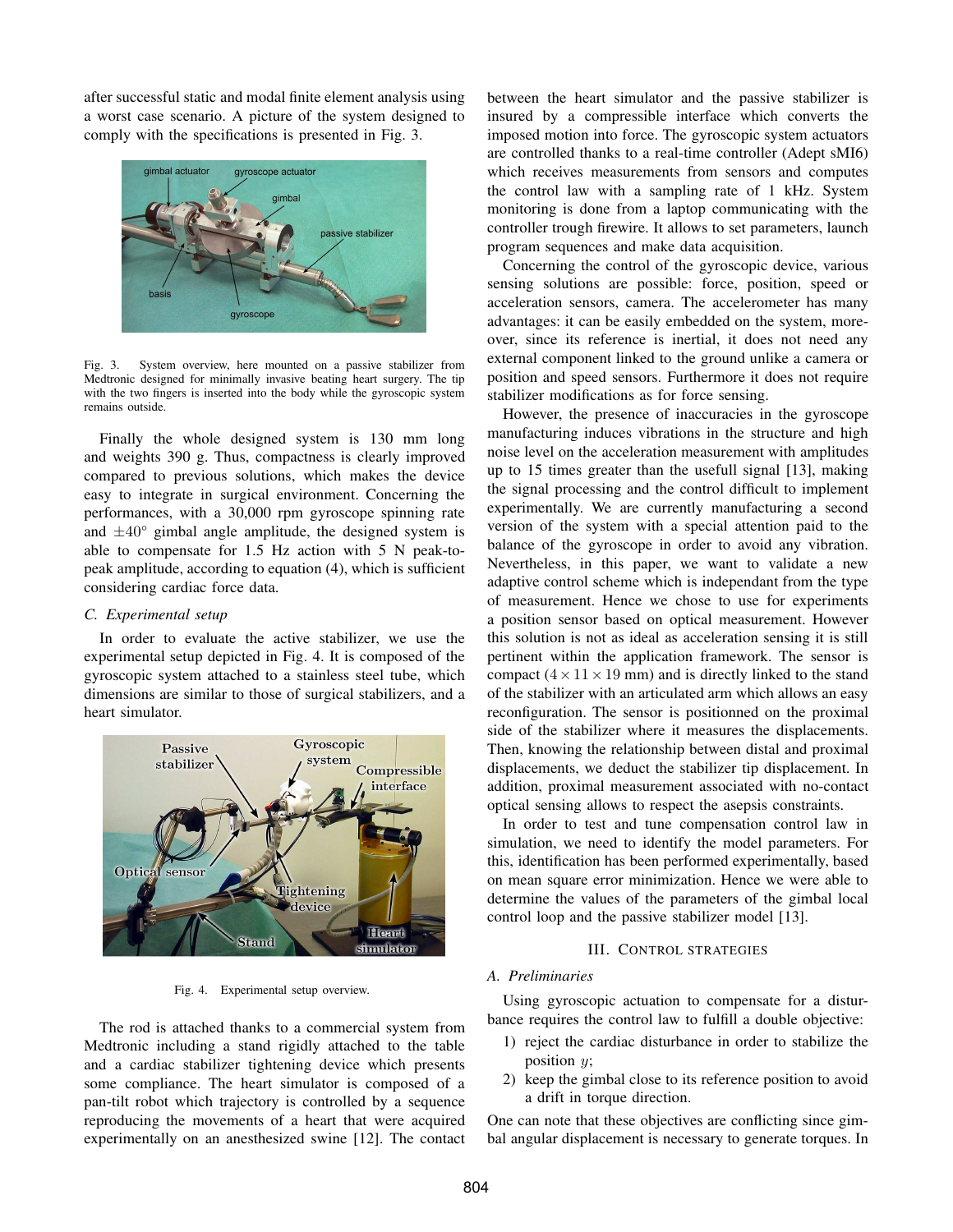after successful static and modal finite element analysis using a worst case scenario. A picture of the system designed to comply with the specifications is presented in Fig. 3.

gimbal actuator
gyroscope actuator
gimbal
passive stabilizer
basis
gyroscope

Fig. 3. System overview, here mounted on a passive stabilizer from Medtronic designed for minimally invasive beating heart surgery. The tip with the two fingers is inserted into the body while the gyroscopic system remains outside.

Finally the whole designed system is 130 mm long and weights 390 g. Thus, compactness is clearly improved compared to previous solutions, which makes the device easy to integrate in surgical environment. Concerning the performances, with a 30,000 rpm gyroscope spinning rate and $\pm 40°$ gimbal angle amplitude, the designed system is able to compensate for 1.5 Hz action with 5 N peak-to-peak amplitude, according to equation (4), which is sufficient considering cardiac force data.

### C. Experimental setup

In order to evaluate the active stabilizer, we use the experimental setup depicted in Fig. 4. It is composed of the gyroscopic system attached to a stainless steel tube, which dimensions are similar to those of surgical stabilizers, and a heart simulator.

Passive stabilizer
Gyroscopic system
Compressible interface
Optical sensor
Tightening device
Stand
Heart simulator

Fig. 4. Experimental setup overview.

The rod is attached thanks to a commercial system from Medtronic including a stand rigidly attached to the table and a cardiac stabilizer tightening device which presents some compliance. The heart simulator is composed of a pan-tilt robot which trajectory is controlled by a sequence reproducing the movements of a heart that were acquired experimentally on an anesthesized swine [12]. The contact between the heart simulator and the passive stabilizer is insured by a compressible interface which converts the imposed motion into force. The gyroscopic system actuators are controlled thanks to a real-time controller (Adept sMI6) which receives measurements from sensors and computes the control law with a sampling rate of 1 kHz. System monitoring is done from a laptop communicating with the controller trough firewire. It allows to set parameters, launch program sequences and make data acquisition.

Concerning the control of the gyroscopic device, various sensing solutions are possible: force, position, speed or acceleration sensors, camera. The accelerometer has many advantages: it can be easily embedded on the system, moreover, since its reference is inertial, it does not need any external component linked to the ground unlike a camera or position and speed sensors. Furthermore it does not require stabilizer modifications as for force sensing.

However, the presence of inaccuracies in the gyroscope manufacturing induces vibrations in the structure and high noise level on the acceleration measurement with amplitudes up to 15 times greater than the usefull signal [13], making the signal processing and the control difficult to implement experimentally. We are currently manufacturing a second version of the system with a special attention paid to the balance of the gyroscope in order to avoid any vibration. Nevertheless, in this paper, we want to validate a new adaptive control scheme which is independant from the type of measurement. Hence we chose to use for experiments a position sensor based on optical measurement. However this solution is not as ideal as acceleration sensing it is still pertinent within the application framework. The sensor is compact ($4 \times 11 \times 19$ mm) and is directly linked to the stand of the stabilizer with an articulated arm which allows an easy reconfiguration. The sensor is positionned on the proximal side of the stabilizer where it measures the displacements. Then, knowing the relationship between distal and proximal displacements, we deduct the stabilizer tip displacement. In addition, proximal measurement associated with no-contact optical sensing allows to respect the asepsis constraints.

In order to test and tune compensation control law in simulation, we need to identify the model parameters. For this, identification has been performed experimentally, based on mean square error minimization. Hence we were able to determine the values of the parameters of the gimbal local control loop and the passive stabilizer model [13].

## III. Control Strategies

### A. Preliminaries

Using gyroscopic actuation to compensate for a disturbance requires the control law to fulfill a double objective:

1) reject the cardiac disturbance in order to stabilize the position $y$;
2) keep the gimbal close to its reference position to avoid a drift in torque direction.

One can note that these objectives are conflicting since gimbal angular displacement is necessary to generate torques. In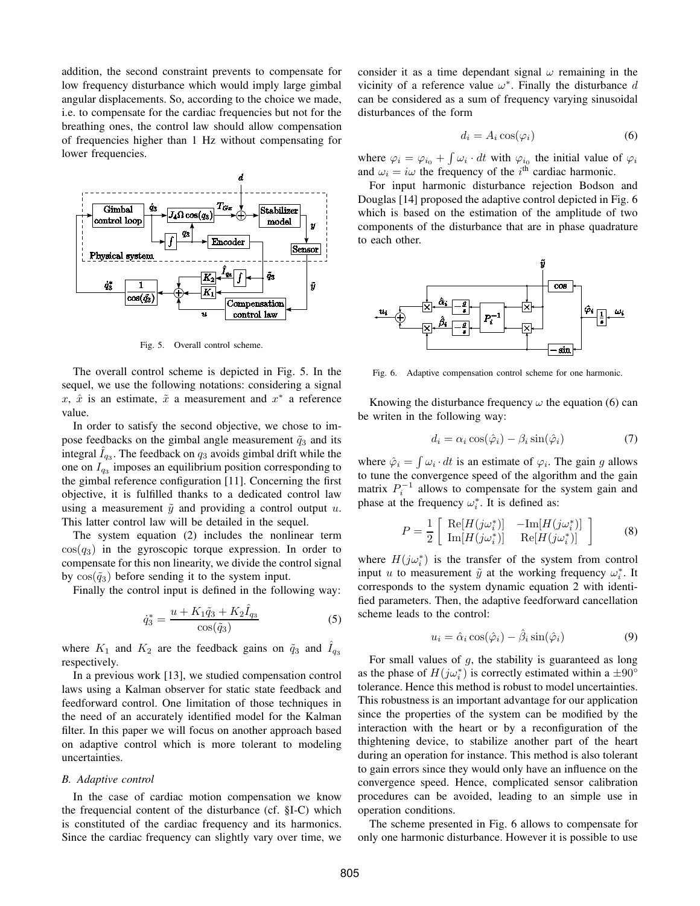addition, the second constraint prevents to compensate for low frequency disturbance which would imply large gimbal angular displacements. So, according to the choice we made, i.e. to compensate for the cardiac frequencies but not for the breathing ones, the control law should allow compensation of frequencies higher than 1 Hz without compensating for lower frequencies.

Fig. 5. Overall control scheme.

The overall control scheme is depicted in Fig. 5. In the sequel, we use the following notations: considering a signal $x$, $\hat{x}$ is an estimate, $\tilde{x}$ a measurement and $x^*$ a reference value.

In order to satisfy the second objective, we chose to impose feedbacks on the gimbal angle measurement $\tilde{q}_3$ and its integral $\hat{I}_{q_3}$. The feedback on $q_3$ avoids gimbal drift while the one on $I_{q_3}$ imposes an equilibrium position corresponding to the gimbal reference configuration [11]. Concerning the first objective, it is fulfilled thanks to a dedicated control law using a measurement $\tilde{y}$ and providing a control output $u$. This latter control law will be detailed in the sequel.

The system equation (2) includes the nonlinear term $\cos(q_3)$ in the gyroscopic torque expression. In order to compensate for this non linearity, we divide the control signal by $\cos(\tilde{q}_3)$ before sending it to the system input.

Finally the control input is defined in the following way:

$$\dot{q}_3^* = \frac{u + K_1\tilde{q}_3 + K_2\hat{I}_{q_3}}{\cos(\tilde{q}_3)} \tag{5}$$

where $K_1$ and $K_2$ are the feedback gains on $\tilde{q}_3$ and $\hat{I}_{q_3}$ respectively.

In a previous work [13], we studied compensation control laws using a Kalman observer for static state feedback and feedforward control. One limitation of those techniques in the need of an accurately identified model for the Kalman filter. In this paper we will focus on another approach based on adaptive control which is more tolerant to modeling uncertainties.

### *B. Adaptive control*

In the case of cardiac motion compensation we know the frequencial content of the disturbance (cf. §I-C) which is constituted of the cardiac frequency and its harmonics. Since the cardiac frequency can slightly vary over time, we consider it as a time dependant signal $\omega$ remaining in the vicinity of a reference value $\omega^*$. Finally the disturbance $d$ can be considered as a sum of frequency varying sinusoidal disturbances of the form

$$d_i = A_i \cos(\varphi_i) \tag{6}$$

where $\varphi_i = \varphi_{i_0} + \int \omega_i \cdot dt$ with $\varphi_{i_0}$ the initial value of $\varphi_i$ and $\omega_i = i\omega$ the frequency of the $i^{\text{th}}$ cardiac harmonic.

For input harmonic disturbance rejection Bodson and Douglas [14] proposed the adaptive control depicted in Fig. 6 which is based on the estimation of the amplitude of two components of the disturbance that are in phase quadrature to each other.

Fig. 6. Adaptive compensation control scheme for one harmonic.

Knowing the disturbance frequency $\omega$ the equation (6) can be writen in the following way:

$$d_i = \alpha_i \cos(\hat{\varphi}_i) - \beta_i \sin(\hat{\varphi}_i) \tag{7}$$

where $\hat{\varphi}_i = \int \omega_i \cdot dt$ is an estimate of $\varphi_i$. The gain $g$ allows to tune the convergence speed of the algorithm and the gain matrix $P_i^{-1}$ allows to compensate for the system gain and phase at the frequency $\omega_i^*$. It is defined as:

$$P = \frac{1}{2}\begin{bmatrix} \text{Re}[H(j\omega_i^*)] & -\text{Im}[H(j\omega_i^*)] \\ \text{Im}[H(j\omega_i^*)] & \text{Re}[H(j\omega_i^*)] \end{bmatrix} \tag{8}$$

where $H(j\omega_i^*)$ is the transfer of the system from control input $u$ to measurement $\tilde{y}$ at the working frequency $\omega_i^*$. It corresponds to the system dynamic equation 2 with identified parameters. Then, the adaptive feedforward cancellation scheme leads to the control:

$$u_i = \hat{\alpha}_i \cos(\hat{\varphi}_i) - \hat{\beta}_i \sin(\hat{\varphi}_i) \tag{9}$$

For small values of $g$, the stability is guaranteed as long as the phase of $H(j\omega_i^*)$ is correctly estimated within a $\pm 90°$ tolerance. Hence this method is robust to model uncertainties. This robustness is an important advantage for our application since the properties of the system can be modified by the interaction with the heart or by a reconfiguration of the thightening device, to stabilize another part of the heart during an operation for instance. This method is also tolerant to gain errors since they would only have an influence on the convergence speed. Hence, complicated sensor calibration procedures can be avoided, leading to an simple use in operation conditions.

The scheme presented in Fig. 6 allows to compensate for only one harmonic disturbance. However it is possible to use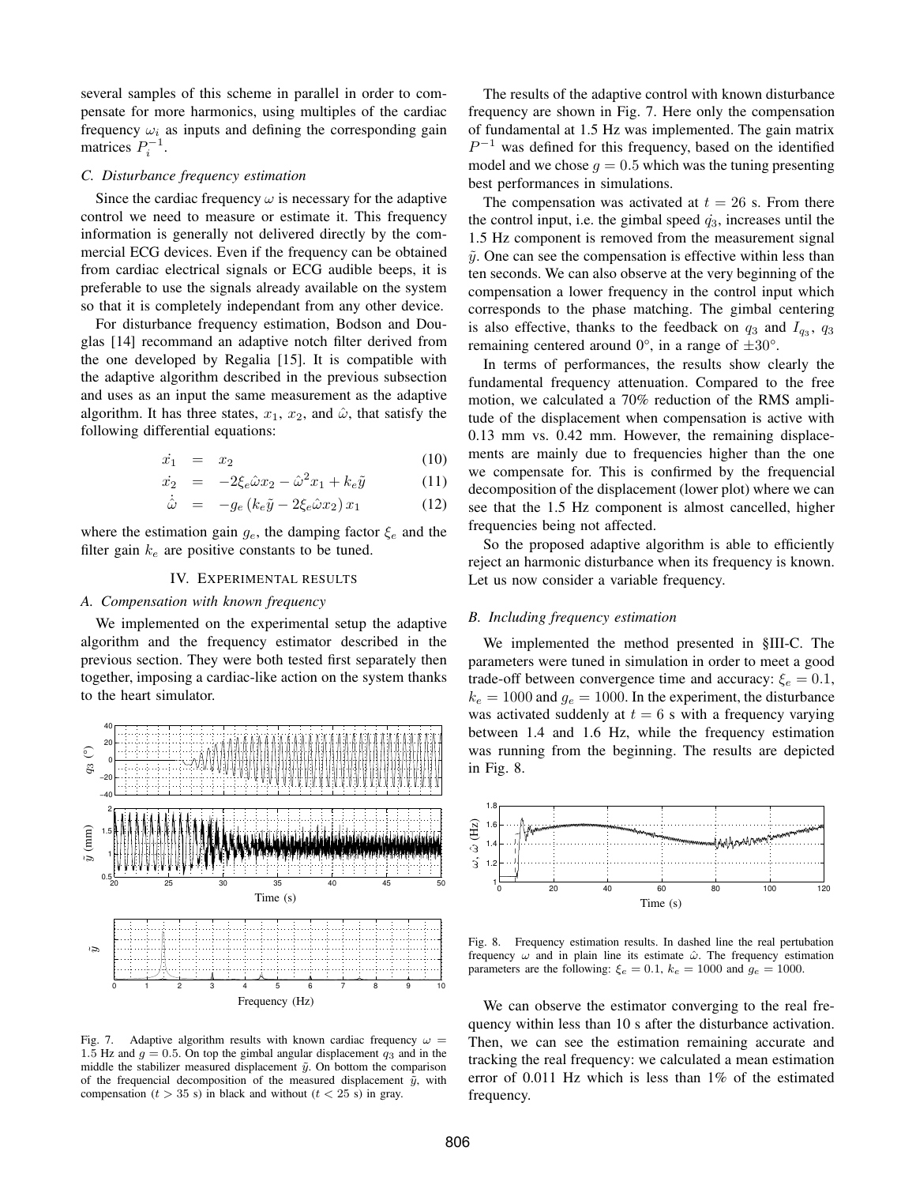several samples of this scheme in parallel in order to compensate for more harmonics, using multiples of the cardiac frequency $\omega_i$ as inputs and defining the corresponding gain matrices $P_i^{-1}$.

### C. Disturbance frequency estimation

Since the cardiac frequency $\omega$ is necessary for the adaptive control we need to measure or estimate it. This frequency information is generally not delivered directly by the commercial ECG devices. Even if the frequency can be obtained from cardiac electrical signals or ECG audible beeps, it is preferable to use the signals already available on the system so that it is completely independant from any other device.

For disturbance frequency estimation, Bodson and Douglas [14] recommand an adaptive notch filter derived from the one developed by Regalia [15]. It is compatible with the adaptive algorithm described in the previous subsection and uses as an input the same measurement as the adaptive algorithm. It has three states, $x_1$, $x_2$, and $\hat{\omega}$, that satisfy the following differential equations:

$$\dot{x_1} = x_2 \tag{10}$$

$$\dot{x_2} = -2\xi_e\hat{\omega}x_2 - \hat{\omega}^2 x_1 + k_e\tilde{y} \tag{11}$$

$$\dot{\hat{\omega}} = -g_e\left(k_e\tilde{y} - 2\xi_e\hat{\omega}x_2\right)x_1 \tag{12}$$

where the estimation gain $g_e$, the damping factor $\xi_e$ and the filter gain $k_e$ are positive constants to be tuned.

## IV. Experimental results

### A. Compensation with known frequency

We implemented on the experimental setup the adaptive algorithm and the frequency estimator described in the previous section. They were both tested first separately then together, imposing a cardiac-like action on the system thanks to the heart simulator.

Fig. 7. Adaptive algorithm results with known cardiac frequency $\omega = 1.5$ Hz and $g = 0.5$. On top the gimbal angular displacement $q_3$ and in the middle the stabilizer measured displacement $\tilde{y}$. On bottom the comparison of the frequencial decomposition of the measured displacement $\tilde{y}$, with compensation ($t > 35$ s) in black and without ($t < 25$ s) in gray.

The results of the adaptive control with known disturbance frequency are shown in Fig. 7. Here only the compensation of fundamental at 1.5 Hz was implemented. The gain matrix $P^{-1}$ was defined for this frequency, based on the identified model and we chose $g = 0.5$ which was the tuning presenting best performances in simulations.

The compensation was activated at $t = 26$ s. From there the control input, i.e. the gimbal speed $\dot{q_3}$, increases until the 1.5 Hz component is removed from the measurement signal $\tilde{y}$. One can see the compensation is effective within less than ten seconds. We can also observe at the very beginning of the compensation a lower frequency in the control input which corresponds to the phase matching. The gimbal centering is also effective, thanks to the feedback on $q_3$ and $I_{q_3}$, $q_3$ remaining centered around 0°, in a range of ±30°.

In terms of performances, the results show clearly the fundamental frequency attenuation. Compared to the free motion, we calculated a 70% reduction of the RMS amplitude of the displacement when compensation is active with 0.13 mm vs. 0.42 mm. However, the remaining displacements are mainly due to frequencies higher than the one we compensate for. This is confirmed by the frequencial decomposition of the displacement (lower plot) where we can see that the 1.5 Hz component is almost cancelled, higher frequencies being not affected.

So the proposed adaptive algorithm is able to efficiently reject an harmonic disturbance when its frequency is known. Let us now consider a variable frequency.

### B. Including frequency estimation

We implemented the method presented in §III-C. The parameters were tuned in simulation in order to meet a good trade-off between convergence time and accuracy: $\xi_e = 0.1$, $k_e = 1000$ and $g_e = 1000$. In the experiment, the disturbance was activated suddenly at $t = 6$ s with a frequency varying between 1.4 and 1.6 Hz, while the frequency estimation was running from the beginning. The results are depicted in Fig. 8.

Fig. 8. Frequency estimation results. In dashed line the real pertubation frequency $\omega$ and in plain line its estimate $\hat{\omega}$. The frequency estimation parameters are the following: $\xi_e = 0.1$, $k_e = 1000$ and $g_e = 1000$.

We can observe the estimator converging to the real frequency within less than 10 s after the disturbance activation. Then, we can see the estimation remaining accurate and tracking the real frequency: we calculated a mean estimation error of 0.011 Hz which is less than 1% of the estimated frequency.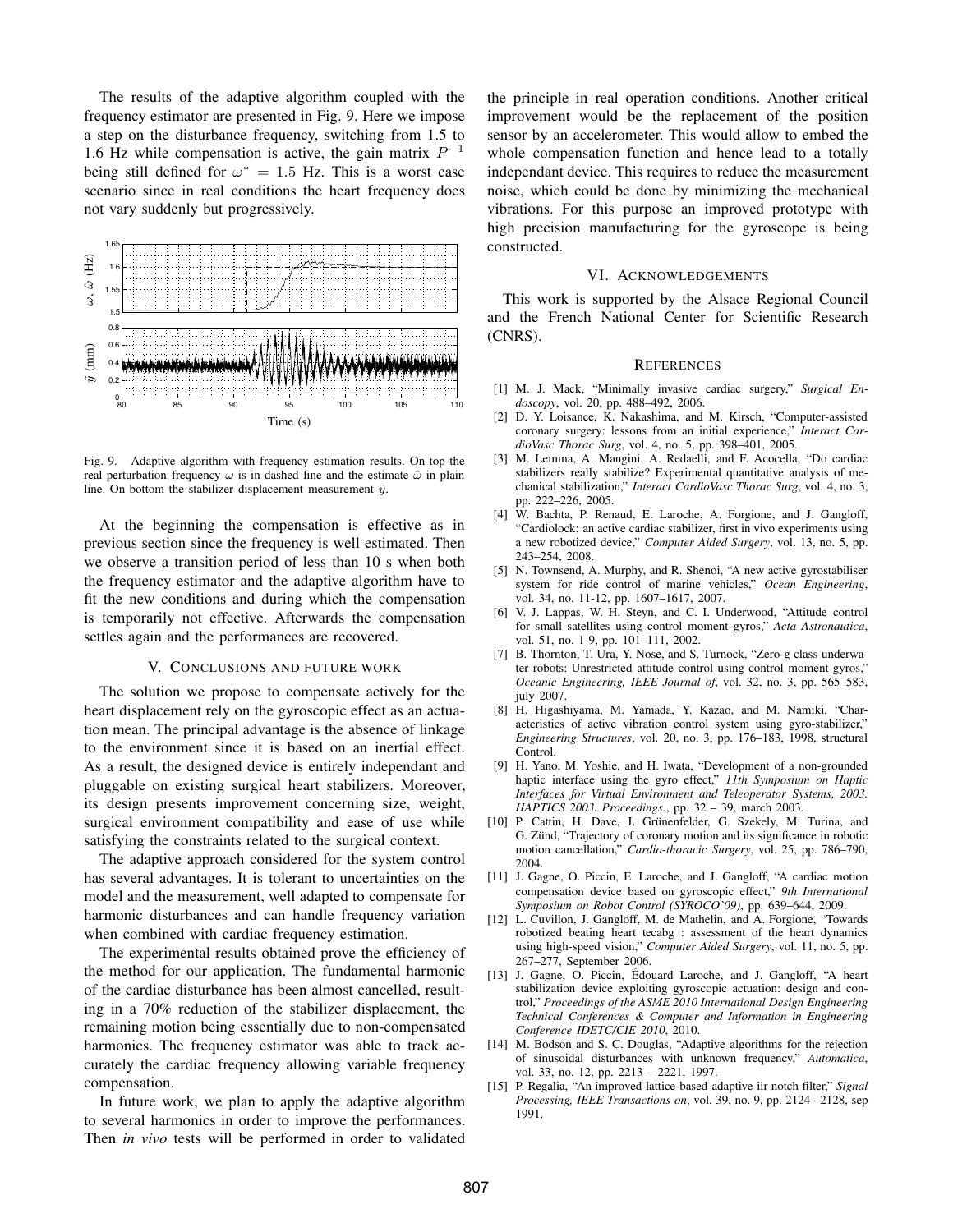The results of the adaptive algorithm coupled with the frequency estimator are presented in Fig. 9. Here we impose a step on the disturbance frequency, switching from 1.5 to 1.6 Hz while compensation is active, the gain matrix $P^{-1}$ being still defined for $\omega^* = 1.5$ Hz. This is a worst case scenario since in real conditions the heart frequency does not vary suddenly but progressively.

1.65
1.6
1.55
1.5
$\omega$, $\hat{\omega}$ (Hz)
0.8
0.6
0.4
0.2
0
$\tilde{y}$ (mm)
80 85 90 95 100 105 110
Time (s)

Fig. 9. Adaptive algorithm with frequency estimation results. On top the real perturbation frequency $\omega$ is in dashed line and the estimate $\hat{\omega}$ in plain line. On bottom the stabilizer displacement measurement $\tilde{y}$.

At the beginning the compensation is effective as in previous section since the frequency is well estimated. Then we observe a transition period of less than 10 s when both the frequency estimator and the adaptive algorithm have to fit the new conditions and during which the compensation is temporarily not effective. Afterwards the compensation settles again and the performances are recovered.

## V. Conclusions and future work

The solution we propose to compensate actively for the heart displacement rely on the gyroscopic effect as an actuation mean. The principal advantage is the absence of linkage to the environment since it is based on an inertial effect. As a result, the designed device is entirely independant and pluggable on existing surgical heart stabilizers. Moreover, its design presents improvement concerning size, weight, surgical environment compatibility and ease of use while satisfying the constraints related to the surgical context.

The adaptive approach considered for the system control has several advantages. It is tolerant to uncertainties on the model and the measurement, well adapted to compensate for harmonic disturbances and can handle frequency variation when combined with cardiac frequency estimation.

The experimental results obtained prove the efficiency of the method for our application. The fundamental harmonic of the cardiac disturbance has been almost cancelled, resulting in a 70% reduction of the stabilizer displacement, the remaining motion being essentially due to non-compensated harmonics. The frequency estimator was able to track accurately the cardiac frequency allowing variable frequency compensation.

In future work, we plan to apply the adaptive algorithm to several harmonics in order to improve the performances. Then *in vivo* tests will be performed in order to validated the principle in real operation conditions. Another critical improvement would be the replacement of the position sensor by an accelerometer. This would allow to embed the whole compensation function and hence lead to a totally independant device. This requires to reduce the measurement noise, which could be done by minimizing the mechanical vibrations. For this purpose an improved prototype with high precision manufacturing for the gyroscope is being constructed.

## VI. Acknowledgements

This work is supported by the Alsace Regional Council and the French National Center for Scientific Research (CNRS).

## References

[1] M. J. Mack, "Minimally invasive cardiac surgery," *Surgical Endoscopy*, vol. 20, pp. 488–492, 2006.

[2] D. Y. Loisance, K. Nakashima, and M. Kirsch, "Computer-assisted coronary surgery: lessons from an initial experience," *Interact CardioVasc Thorac Surg*, vol. 4, no. 5, pp. 398–401, 2005.

[3] M. Lemma, A. Mangini, A. Redaelli, and F. Acocella, "Do cardiac stabilizers really stabilize? Experimental quantitative analysis of mechanical stabilization," *Interact CardioVasc Thorac Surg*, vol. 4, no. 3, pp. 222–226, 2005.

[4] W. Bachta, P. Renaud, E. Laroche, A. Forgione, and J. Gangloff, "Cardiolock: an active cardiac stabilizer, first in vivo experiments using a new robotized device," *Computer Aided Surgery*, vol. 13, no. 5, pp. 243–254, 2008.

[5] N. Townsend, A. Murphy, and R. Shenoi, "A new active gyrostabiliser system for ride control of marine vehicles," *Ocean Engineering*, vol. 34, no. 11-12, pp. 1607–1617, 2007.

[6] V. J. Lappas, W. H. Steyn, and C. I. Underwood, "Attitude control for small satellites using control moment gyros," *Acta Astronautica*, vol. 51, no. 1-9, pp. 101–111, 2002.

[7] B. Thornton, T. Ura, Y. Nose, and S. Turnock, "Zero-g class underwater robots: Unrestricted attitude control using control moment gyros," *Oceanic Engineering, IEEE Journal of*, vol. 32, no. 3, pp. 565–583, july 2007.

[8] H. Higashiyama, M. Yamada, Y. Kazao, and M. Namiki, "Characteristics of active vibration control system using gyro-stabilizer," *Engineering Structures*, vol. 20, no. 3, pp. 176–183, 1998, structural Control.

[9] H. Yano, M. Yoshie, and H. Iwata, "Development of a non-grounded haptic interface using the gyro effect," *11th Symposium on Haptic Interfaces for Virtual Environment and Teleoperator Systems, 2003. HAPTICS 2003. Proceedings.*, pp. 32 – 39, march 2003.

[10] P. Cattin, H. Dave, J. Grünenfelder, G. Szekely, M. Turina, and G. Zünd, "Trajectory of coronary motion and its significance in robotic motion cancellation," *Cardio-thoracic Surgery*, vol. 25, pp. 786–790, 2004.

[11] J. Gagne, O. Piccin, E. Laroche, and J. Gangloff, "A cardiac motion compensation device based on gyroscopic effect," *9th International Symposium on Robot Control (SYROCO'09)*, pp. 639–644, 2009.

[12] L. Cuvillon, J. Gangloff, M. de Mathelin, and A. Forgione, "Towards robotized beating heart tecabg : assessment of the heart dynamics using high-speed vision," *Computer Aided Surgery*, vol. 11, no. 5, pp. 267–277, September 2006.

[13] J. Gagne, O. Piccin, Édouard Laroche, and J. Gangloff, "A heart stabilization device exploiting gyroscopic actuation: design and control," *Proceedings of the ASME 2010 International Design Engineering Technical Conferences & Computer and Information in Engineering Conference IDETC/CIE 2010*, 2010.

[14] M. Bodson and S. C. Douglas, "Adaptive algorithms for the rejection of sinusoidal disturbances with unknown frequency," *Automatica*, vol. 33, no. 12, pp. 2213 – 2221, 1997.

[15] P. Regalia, "An improved lattice-based adaptive iir notch filter," *Signal Processing, IEEE Transactions on*, vol. 39, no. 9, pp. 2124 –2128, sep 1991.